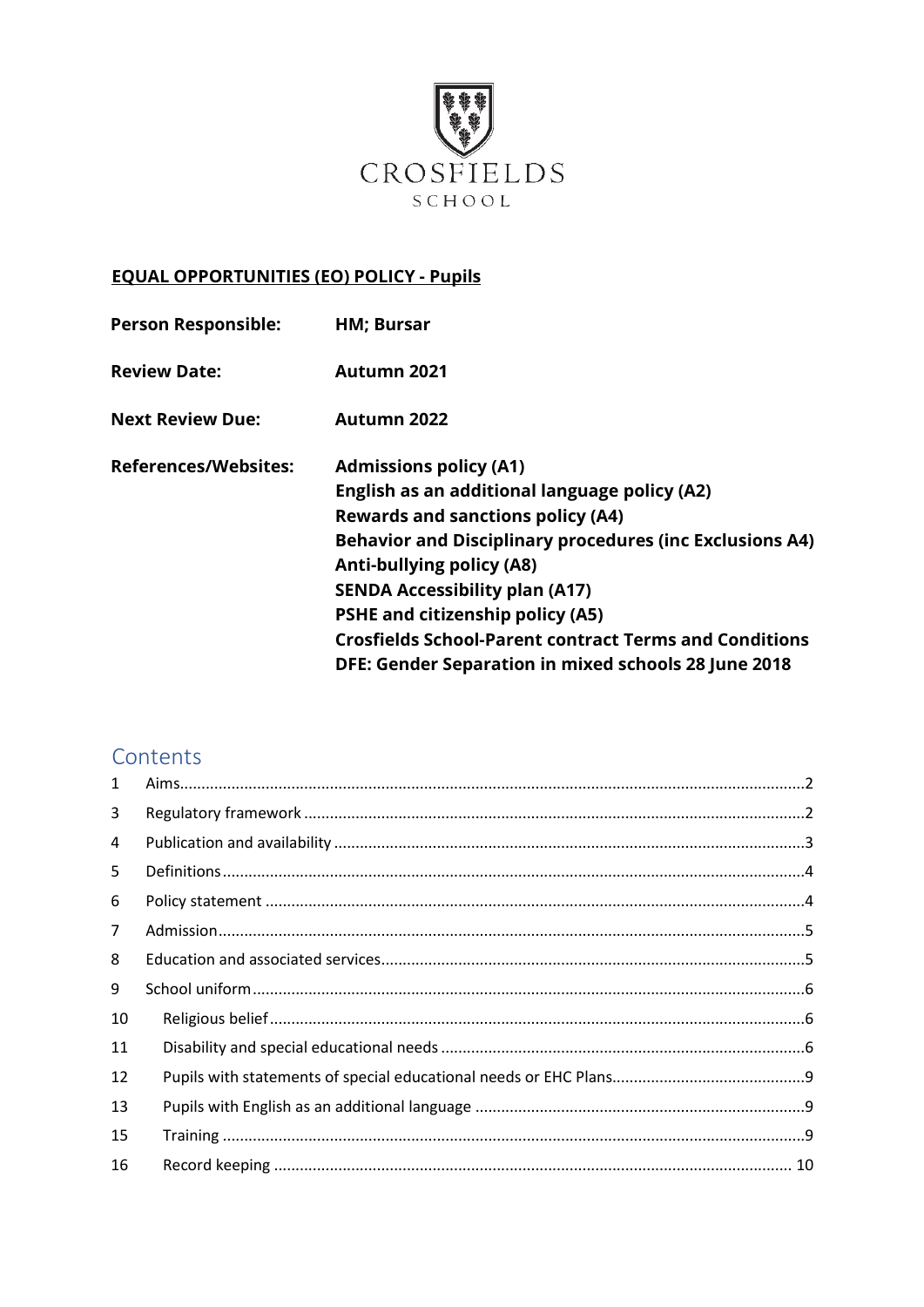CROSFIELDS

SCHOOL

**EQUAL OPPORTUNITIES (EO) POLICY - Pupils**

| | |
|---|---|
| **Person Responsible:** | **HM; Bursar** |
| **Review Date:** | **Autumn 2021** |
| **Next Review Due:** | **Autumn 2022** |
| **References/Websites:** | **Admissions policy (A1)**<br>**English as an additional language policy (A2)**<br>**Rewards and sanctions policy (A4)**<br>**Behavior and Disciplinary procedures (inc Exclusions A4)**<br>**Anti-bullying policy (A8)**<br>**SENDA Accessibility plan (A17)**<br>**PSHE and citizenship policy (A5)**<br>**Crosfields School-Parent contract Terms and Conditions**<br>**DFE: Gender Separation in mixed schools 28 June 2018** |

## Contents

1 Aims....2
3 Regulatory framework....2
4 Publication and availability....3
5 Definitions....4
6 Policy statement....4
7 Admission....5
8 Education and associated services....5
9 School uniform....6
10 Religious belief....6
11 Disability and special educational needs....6
12 Pupils with statements of special educational needs or EHC Plans....9
13 Pupils with English as an additional language....9
15 Training....9
16 Record keeping....10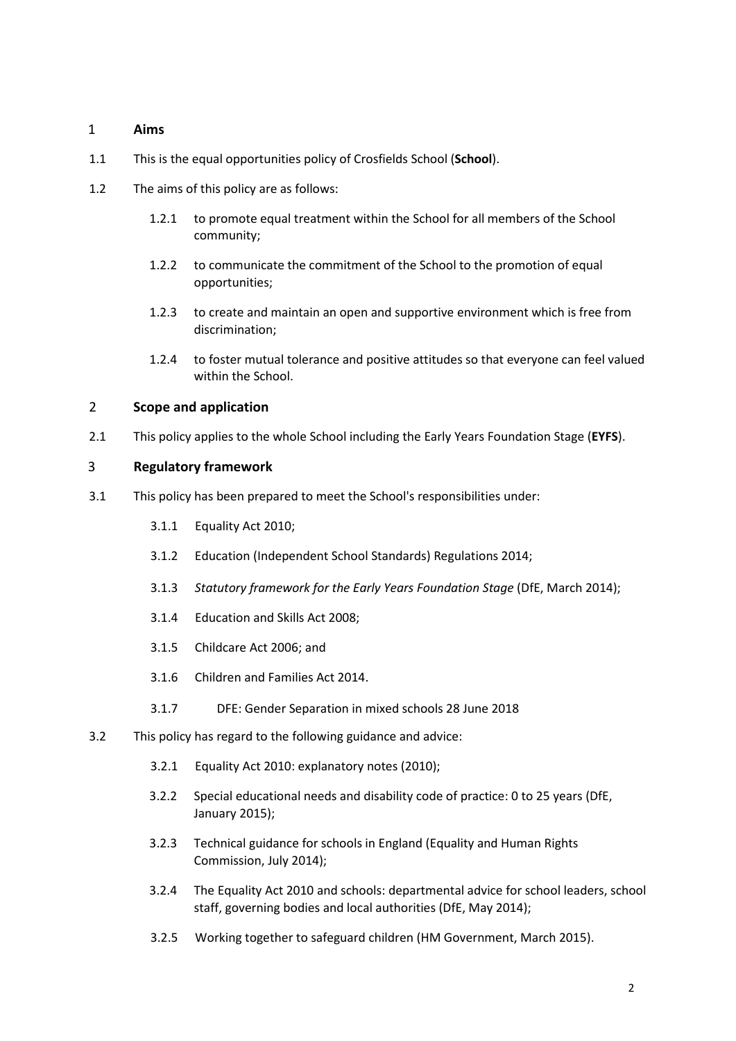## 1 Aims

1.1 This is the equal opportunities policy of Crosfields School (**School**).

1.2 The aims of this policy are as follows:

- 1.2.1 to promote equal treatment within the School for all members of the School community;
- 1.2.2 to communicate the commitment of the School to the promotion of equal opportunities;
- 1.2.3 to create and maintain an open and supportive environment which is free from discrimination;
- 1.2.4 to foster mutual tolerance and positive attitudes so that everyone can feel valued within the School.

## 2 Scope and application

2.1 This policy applies to the whole School including the Early Years Foundation Stage (**EYFS**).

## 3 Regulatory framework

3.1 This policy has been prepared to meet the School's responsibilities under:

- 3.1.1 Equality Act 2010;
- 3.1.2 Education (Independent School Standards) Regulations 2014;
- 3.1.3 *Statutory framework for the Early Years Foundation Stage* (DfE, March 2014);
- 3.1.4 Education and Skills Act 2008;
- 3.1.5 Childcare Act 2006; and
- 3.1.6 Children and Families Act 2014.
- 3.1.7 DFE: Gender Separation in mixed schools 28 June 2018

3.2 This policy has regard to the following guidance and advice:

- 3.2.1 Equality Act 2010: explanatory notes (2010);
- 3.2.2 Special educational needs and disability code of practice: 0 to 25 years (DfE, January 2015);
- 3.2.3 Technical guidance for schools in England (Equality and Human Rights Commission, July 2014);
- 3.2.4 The Equality Act 2010 and schools: departmental advice for school leaders, school staff, governing bodies and local authorities (DfE, May 2014);
- 3.2.5 Working together to safeguard children (HM Government, March 2015).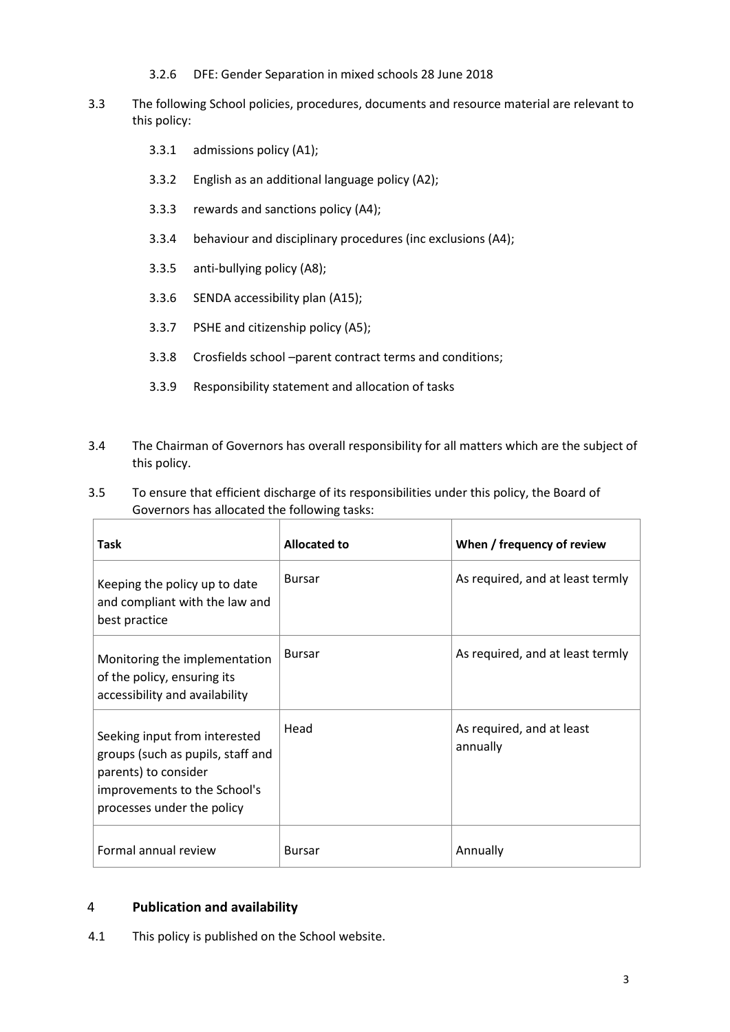3.2.6 DFE: Gender Separation in mixed schools 28 June 2018

3.3 The following School policies, procedures, documents and resource material are relevant to this policy:

3.3.1 admissions policy (A1);

3.3.2 English as an additional language policy (A2);

3.3.3 rewards and sanctions policy (A4);

3.3.4 behaviour and disciplinary procedures (inc exclusions (A4);

3.3.5 anti-bullying policy (A8);

3.3.6 SENDA accessibility plan (A15);

3.3.7 PSHE and citizenship policy (A5);

3.3.8 Crosfields school –parent contract terms and conditions;

3.3.9 Responsibility statement and allocation of tasks

3.4 The Chairman of Governors has overall responsibility for all matters which are the subject of this policy.

3.5 To ensure that efficient discharge of its responsibilities under this policy, the Board of Governors has allocated the following tasks:

| Task | Allocated to | When / frequency of review |
|---|---|---|
| Keeping the policy up to date and compliant with the law and best practice | Bursar | As required, and at least termly |
| Monitoring the implementation of the policy, ensuring its accessibility and availability | Bursar | As required, and at least termly |
| Seeking input from interested groups (such as pupils, staff and parents) to consider improvements to the School's processes under the policy | Head | As required, and at least annually |
| Formal annual review | Bursar | Annually |

## 4 Publication and availability

4.1 This policy is published on the School website.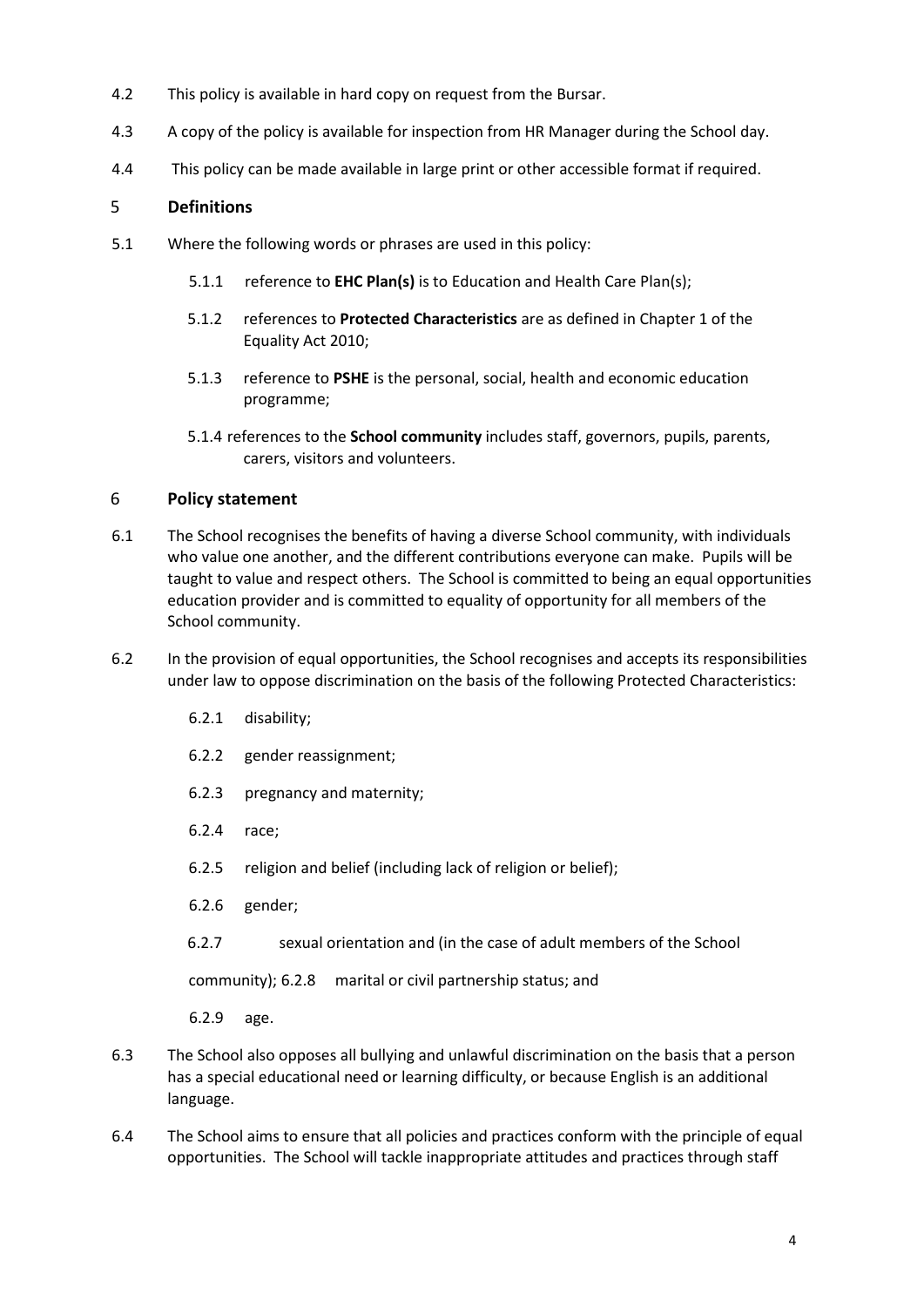4.2 This policy is available in hard copy on request from the Bursar.

4.3 A copy of the policy is available for inspection from HR Manager during the School day.

4.4 This policy can be made available in large print or other accessible format if required.

## 5 Definitions

5.1 Where the following words or phrases are used in this policy:

5.1.1 reference to **EHC Plan(s)** is to Education and Health Care Plan(s);

5.1.2 references to **Protected Characteristics** are as defined in Chapter 1 of the Equality Act 2010;

5.1.3 reference to **PSHE** is the personal, social, health and economic education programme;

5.1.4 references to the **School community** includes staff, governors, pupils, parents, carers, visitors and volunteers.

## 6 Policy statement

6.1 The School recognises the benefits of having a diverse School community, with individuals who value one another, and the different contributions everyone can make. Pupils will be taught to value and respect others. The School is committed to being an equal opportunities education provider and is committed to equality of opportunity for all members of the School community.

6.2 In the provision of equal opportunities, the School recognises and accepts its responsibilities under law to oppose discrimination on the basis of the following Protected Characteristics:

6.2.1 disability;

6.2.2 gender reassignment;

6.2.3 pregnancy and maternity;

6.2.4 race;

6.2.5 religion and belief (including lack of religion or belief);

6.2.6 gender;

6.2.7 sexual orientation and (in the case of adult members of the School community); 6.2.8 marital or civil partnership status; and

6.2.9 age.

6.3 The School also opposes all bullying and unlawful discrimination on the basis that a person has a special educational need or learning difficulty, or because English is an additional language.

6.4 The School aims to ensure that all policies and practices conform with the principle of equal opportunities. The School will tackle inappropriate attitudes and practices through staff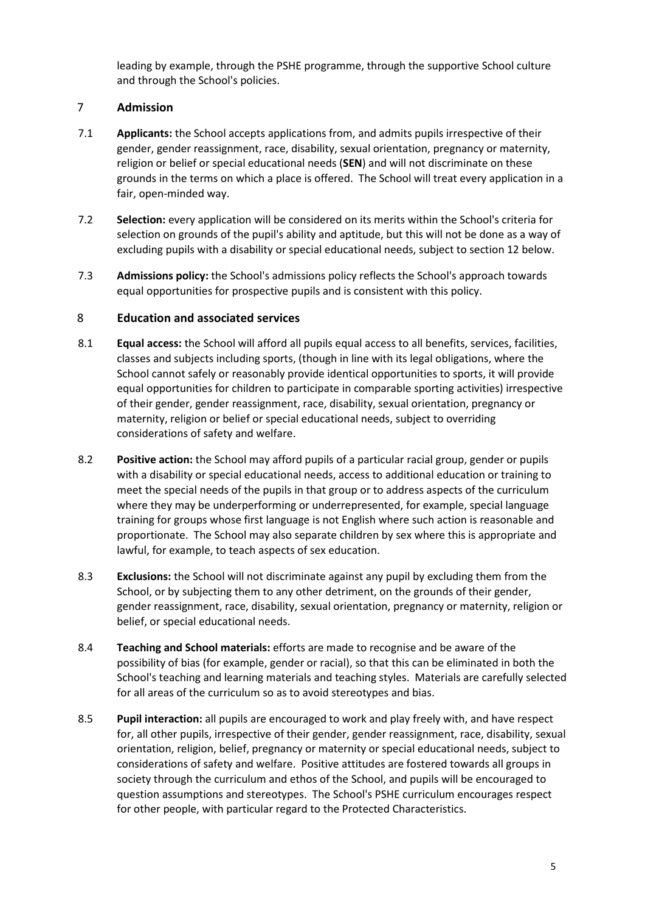leading by example, through the PSHE programme, through the supportive School culture and through the School's policies.

## 7 Admission

7.1 **Applicants:** the School accepts applications from, and admits pupils irrespective of their gender, gender reassignment, race, disability, sexual orientation, pregnancy or maternity, religion or belief or special educational needs (**SEN**) and will not discriminate on these grounds in the terms on which a place is offered. The School will treat every application in a fair, open-minded way.

7.2 **Selection:** every application will be considered on its merits within the School's criteria for selection on grounds of the pupil's ability and aptitude, but this will not be done as a way of excluding pupils with a disability or special educational needs, subject to section 12 below.

7.3 **Admissions policy:** the School's admissions policy reflects the School's approach towards equal opportunities for prospective pupils and is consistent with this policy.

## 8 Education and associated services

8.1 **Equal access:** the School will afford all pupils equal access to all benefits, services, facilities, classes and subjects including sports, (though in line with its legal obligations, where the School cannot safely or reasonably provide identical opportunities to sports, it will provide equal opportunities for children to participate in comparable sporting activities) irrespective of their gender, gender reassignment, race, disability, sexual orientation, pregnancy or maternity, religion or belief or special educational needs, subject to overriding considerations of safety and welfare.

8.2 **Positive action:** the School may afford pupils of a particular racial group, gender or pupils with a disability or special educational needs, access to additional education or training to meet the special needs of the pupils in that group or to address aspects of the curriculum where they may be underperforming or underrepresented, for example, special language training for groups whose first language is not English where such action is reasonable and proportionate. The School may also separate children by sex where this is appropriate and lawful, for example, to teach aspects of sex education.

8.3 **Exclusions:** the School will not discriminate against any pupil by excluding them from the School, or by subjecting them to any other detriment, on the grounds of their gender, gender reassignment, race, disability, sexual orientation, pregnancy or maternity, religion or belief, or special educational needs.

8.4 **Teaching and School materials:** efforts are made to recognise and be aware of the possibility of bias (for example, gender or racial), so that this can be eliminated in both the School's teaching and learning materials and teaching styles. Materials are carefully selected for all areas of the curriculum so as to avoid stereotypes and bias.

8.5 **Pupil interaction:** all pupils are encouraged to work and play freely with, and have respect for, all other pupils, irrespective of their gender, gender reassignment, race, disability, sexual orientation, religion, belief, pregnancy or maternity or special educational needs, subject to considerations of safety and welfare. Positive attitudes are fostered towards all groups in society through the curriculum and ethos of the School, and pupils will be encouraged to question assumptions and stereotypes. The School's PSHE curriculum encourages respect for other people, with particular regard to the Protected Characteristics.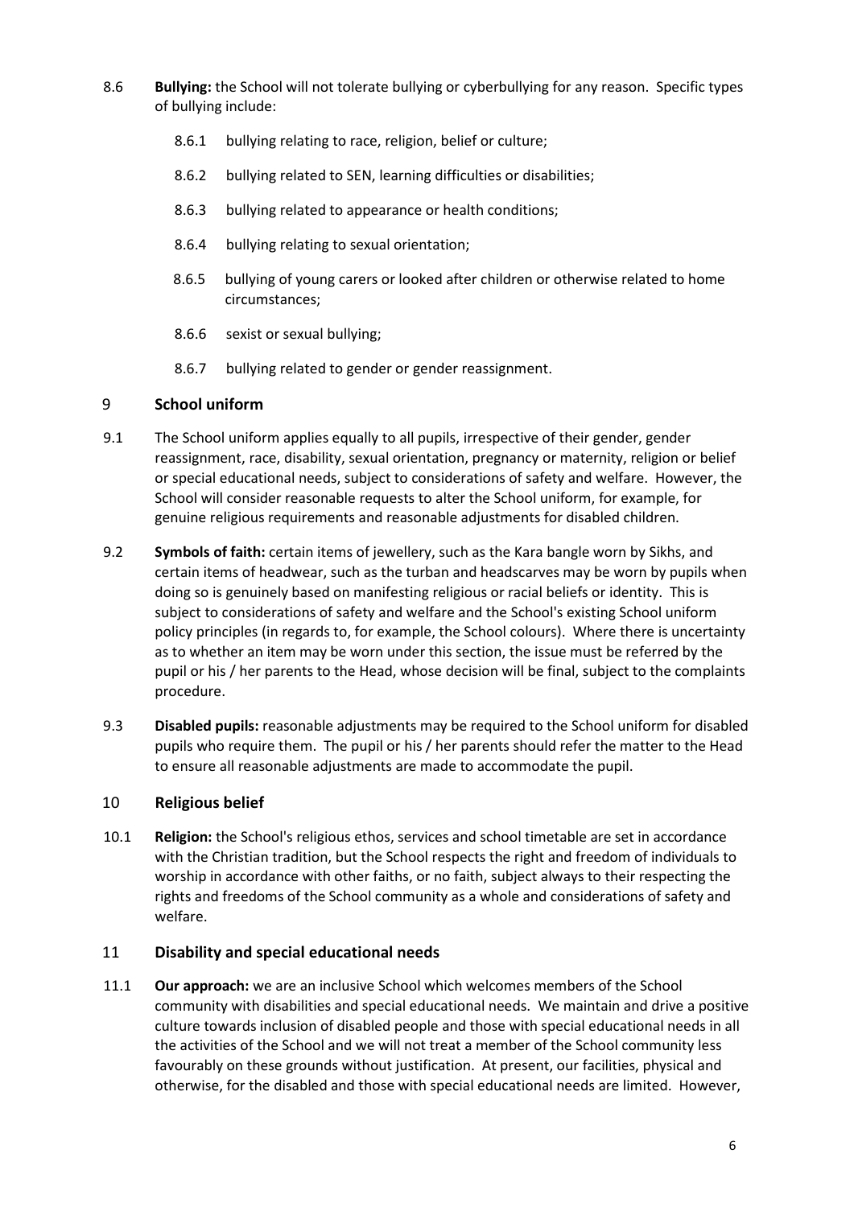8.6 **Bullying:** the School will not tolerate bullying or cyberbullying for any reason. Specific types of bullying include:

- 8.6.1 bullying relating to race, religion, belief or culture;
- 8.6.2 bullying related to SEN, learning difficulties or disabilities;
- 8.6.3 bullying related to appearance or health conditions;
- 8.6.4 bullying relating to sexual orientation;
- 8.6.5 bullying of young carers or looked after children or otherwise related to home circumstances;
- 8.6.6 sexist or sexual bullying;
- 8.6.7 bullying related to gender or gender reassignment.

## 9 School uniform

9.1 The School uniform applies equally to all pupils, irrespective of their gender, gender reassignment, race, disability, sexual orientation, pregnancy or maternity, religion or belief or special educational needs, subject to considerations of safety and welfare. However, the School will consider reasonable requests to alter the School uniform, for example, for genuine religious requirements and reasonable adjustments for disabled children.

9.2 **Symbols of faith:** certain items of jewellery, such as the Kara bangle worn by Sikhs, and certain items of headwear, such as the turban and headscarves may be worn by pupils when doing so is genuinely based on manifesting religious or racial beliefs or identity. This is subject to considerations of safety and welfare and the School's existing School uniform policy principles (in regards to, for example, the School colours). Where there is uncertainty as to whether an item may be worn under this section, the issue must be referred by the pupil or his / her parents to the Head, whose decision will be final, subject to the complaints procedure.

9.3 **Disabled pupils:** reasonable adjustments may be required to the School uniform for disabled pupils who require them. The pupil or his / her parents should refer the matter to the Head to ensure all reasonable adjustments are made to accommodate the pupil.

## 10 Religious belief

10.1 **Religion:** the School's religious ethos, services and school timetable are set in accordance with the Christian tradition, but the School respects the right and freedom of individuals to worship in accordance with other faiths, or no faith, subject always to their respecting the rights and freedoms of the School community as a whole and considerations of safety and welfare.

## 11 Disability and special educational needs

11.1 **Our approach:** we are an inclusive School which welcomes members of the School community with disabilities and special educational needs. We maintain and drive a positive culture towards inclusion of disabled people and those with special educational needs in all the activities of the School and we will not treat a member of the School community less favourably on these grounds without justification. At present, our facilities, physical and otherwise, for the disabled and those with special educational needs are limited. However,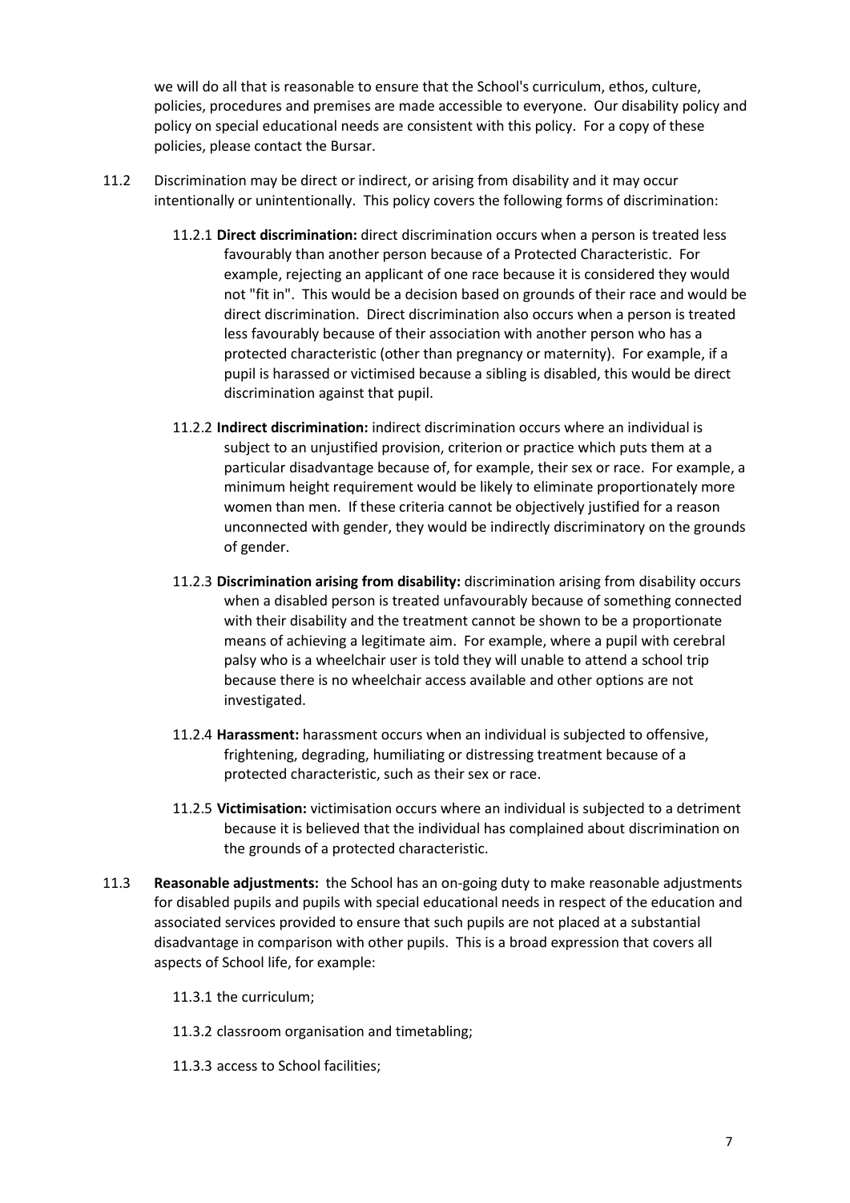we will do all that is reasonable to ensure that the School's curriculum, ethos, culture, policies, procedures and premises are made accessible to everyone. Our disability policy and policy on special educational needs are consistent with this policy. For a copy of these policies, please contact the Bursar.

11.2 Discrimination may be direct or indirect, or arising from disability and it may occur intentionally or unintentionally. This policy covers the following forms of discrimination:

11.2.1 **Direct discrimination:** direct discrimination occurs when a person is treated less favourably than another person because of a Protected Characteristic. For example, rejecting an applicant of one race because it is considered they would not "fit in". This would be a decision based on grounds of their race and would be direct discrimination. Direct discrimination also occurs when a person is treated less favourably because of their association with another person who has a protected characteristic (other than pregnancy or maternity). For example, if a pupil is harassed or victimised because a sibling is disabled, this would be direct discrimination against that pupil.

11.2.2 **Indirect discrimination:** indirect discrimination occurs where an individual is subject to an unjustified provision, criterion or practice which puts them at a particular disadvantage because of, for example, their sex or race. For example, a minimum height requirement would be likely to eliminate proportionately more women than men. If these criteria cannot be objectively justified for a reason unconnected with gender, they would be indirectly discriminatory on the grounds of gender.

11.2.3 **Discrimination arising from disability:** discrimination arising from disability occurs when a disabled person is treated unfavourably because of something connected with their disability and the treatment cannot be shown to be a proportionate means of achieving a legitimate aim. For example, where a pupil with cerebral palsy who is a wheelchair user is told they will unable to attend a school trip because there is no wheelchair access available and other options are not investigated.

11.2.4 **Harassment:** harassment occurs when an individual is subjected to offensive, frightening, degrading, humiliating or distressing treatment because of a protected characteristic, such as their sex or race.

11.2.5 **Victimisation:** victimisation occurs where an individual is subjected to a detriment because it is believed that the individual has complained about discrimination on the grounds of a protected characteristic.

11.3 **Reasonable adjustments:** the School has an on-going duty to make reasonable adjustments for disabled pupils and pupils with special educational needs in respect of the education and associated services provided to ensure that such pupils are not placed at a substantial disadvantage in comparison with other pupils. This is a broad expression that covers all aspects of School life, for example:

11.3.1 the curriculum;

11.3.2 classroom organisation and timetabling;

11.3.3 access to School facilities;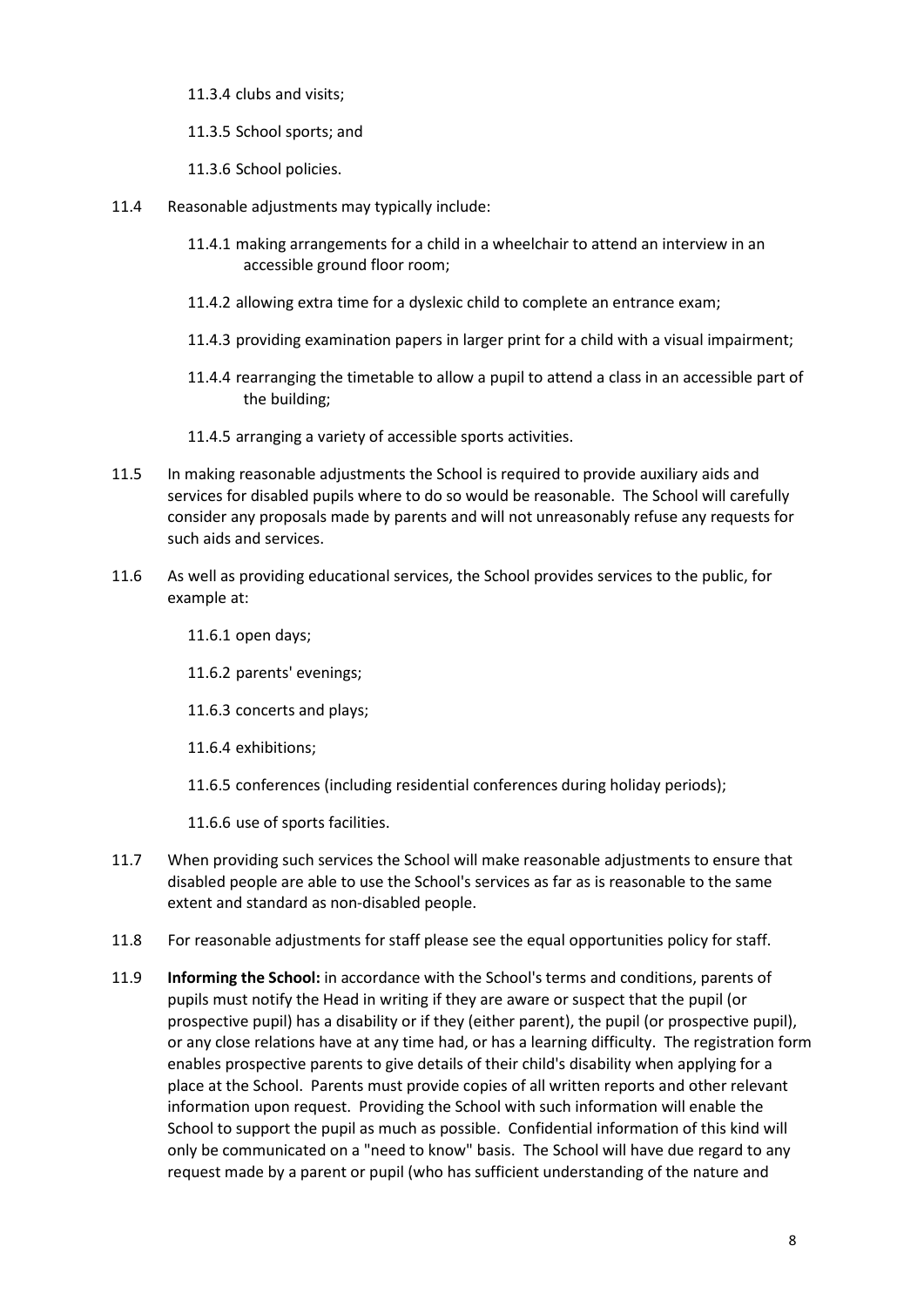11.3.4 clubs and visits;

11.3.5 School sports; and

11.3.6 School policies.

11.4 Reasonable adjustments may typically include:

11.4.1 making arrangements for a child in a wheelchair to attend an interview in an accessible ground floor room;

11.4.2 allowing extra time for a dyslexic child to complete an entrance exam;

11.4.3 providing examination papers in larger print for a child with a visual impairment;

11.4.4 rearranging the timetable to allow a pupil to attend a class in an accessible part of the building;

11.4.5 arranging a variety of accessible sports activities.

11.5 In making reasonable adjustments the School is required to provide auxiliary aids and services for disabled pupils where to do so would be reasonable. The School will carefully consider any proposals made by parents and will not unreasonably refuse any requests for such aids and services.

11.6 As well as providing educational services, the School provides services to the public, for example at:

11.6.1 open days;

11.6.2 parents' evenings;

11.6.3 concerts and plays;

11.6.4 exhibitions;

11.6.5 conferences (including residential conferences during holiday periods);

11.6.6 use of sports facilities.

11.7 When providing such services the School will make reasonable adjustments to ensure that disabled people are able to use the School's services as far as is reasonable to the same extent and standard as non-disabled people.

11.8 For reasonable adjustments for staff please see the equal opportunities policy for staff.

11.9 **Informing the School:** in accordance with the School's terms and conditions, parents of pupils must notify the Head in writing if they are aware or suspect that the pupil (or prospective pupil) has a disability or if they (either parent), the pupil (or prospective pupil), or any close relations have at any time had, or has a learning difficulty. The registration form enables prospective parents to give details of their child's disability when applying for a place at the School. Parents must provide copies of all written reports and other relevant information upon request. Providing the School with such information will enable the School to support the pupil as much as possible. Confidential information of this kind will only be communicated on a "need to know" basis. The School will have due regard to any request made by a parent or pupil (who has sufficient understanding of the nature and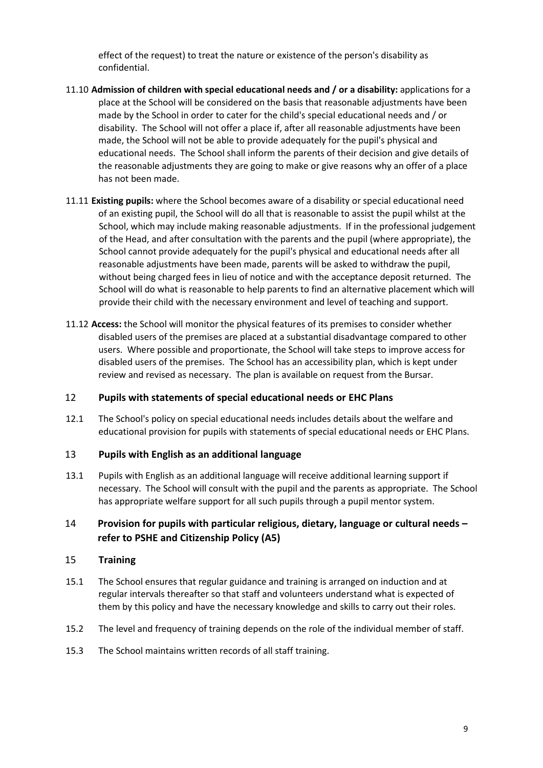effect of the request) to treat the nature or existence of the person's disability as confidential.

11.10 **Admission of children with special educational needs and / or a disability:** applications for a place at the School will be considered on the basis that reasonable adjustments have been made by the School in order to cater for the child's special educational needs and / or disability. The School will not offer a place if, after all reasonable adjustments have been made, the School will not be able to provide adequately for the pupil's physical and educational needs. The School shall inform the parents of their decision and give details of the reasonable adjustments they are going to make or give reasons why an offer of a place has not been made.

11.11 **Existing pupils:** where the School becomes aware of a disability or special educational need of an existing pupil, the School will do all that is reasonable to assist the pupil whilst at the School, which may include making reasonable adjustments. If in the professional judgement of the Head, and after consultation with the parents and the pupil (where appropriate), the School cannot provide adequately for the pupil's physical and educational needs after all reasonable adjustments have been made, parents will be asked to withdraw the pupil, without being charged fees in lieu of notice and with the acceptance deposit returned. The School will do what is reasonable to help parents to find an alternative placement which will provide their child with the necessary environment and level of teaching and support.

11.12 **Access:** the School will monitor the physical features of its premises to consider whether disabled users of the premises are placed at a substantial disadvantage compared to other users. Where possible and proportionate, the School will take steps to improve access for disabled users of the premises. The School has an accessibility plan, which is kept under review and revised as necessary. The plan is available on request from the Bursar.

## 12 Pupils with statements of special educational needs or EHC Plans

12.1 The School's policy on special educational needs includes details about the welfare and educational provision for pupils with statements of special educational needs or EHC Plans.

## 13 Pupils with English as an additional language

13.1 Pupils with English as an additional language will receive additional learning support if necessary. The School will consult with the pupil and the parents as appropriate. The School has appropriate welfare support for all such pupils through a pupil mentor system.

## 14 Provision for pupils with particular religious, dietary, language or cultural needs – refer to PSHE and Citizenship Policy (A5)

## 15 Training

15.1 The School ensures that regular guidance and training is arranged on induction and at regular intervals thereafter so that staff and volunteers understand what is expected of them by this policy and have the necessary knowledge and skills to carry out their roles.

15.2 The level and frequency of training depends on the role of the individual member of staff.

15.3 The School maintains written records of all staff training.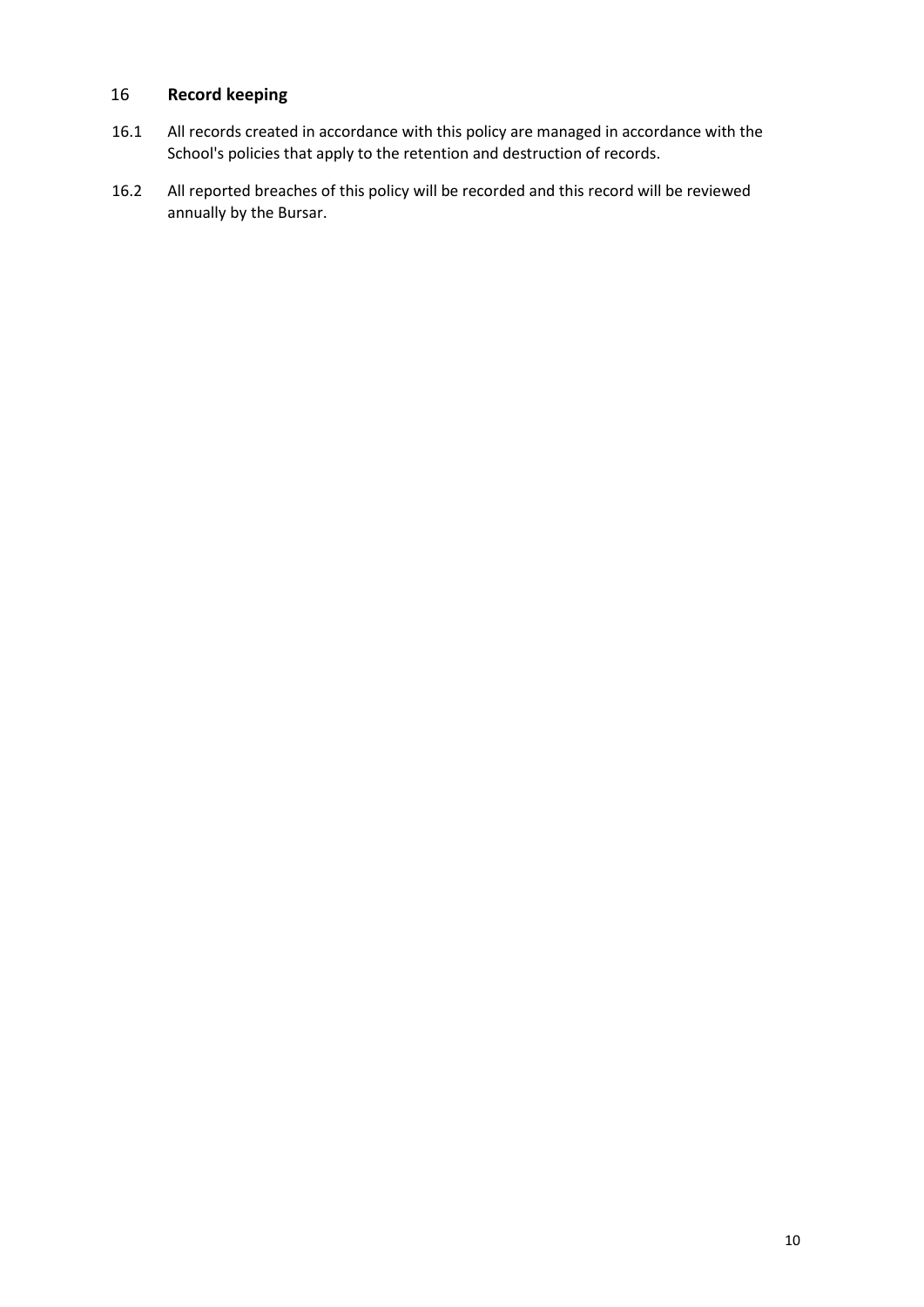## 16 Record keeping

16.1 All records created in accordance with this policy are managed in accordance with the School's policies that apply to the retention and destruction of records.

16.2 All reported breaches of this policy will be recorded and this record will be reviewed annually by the Bursar.